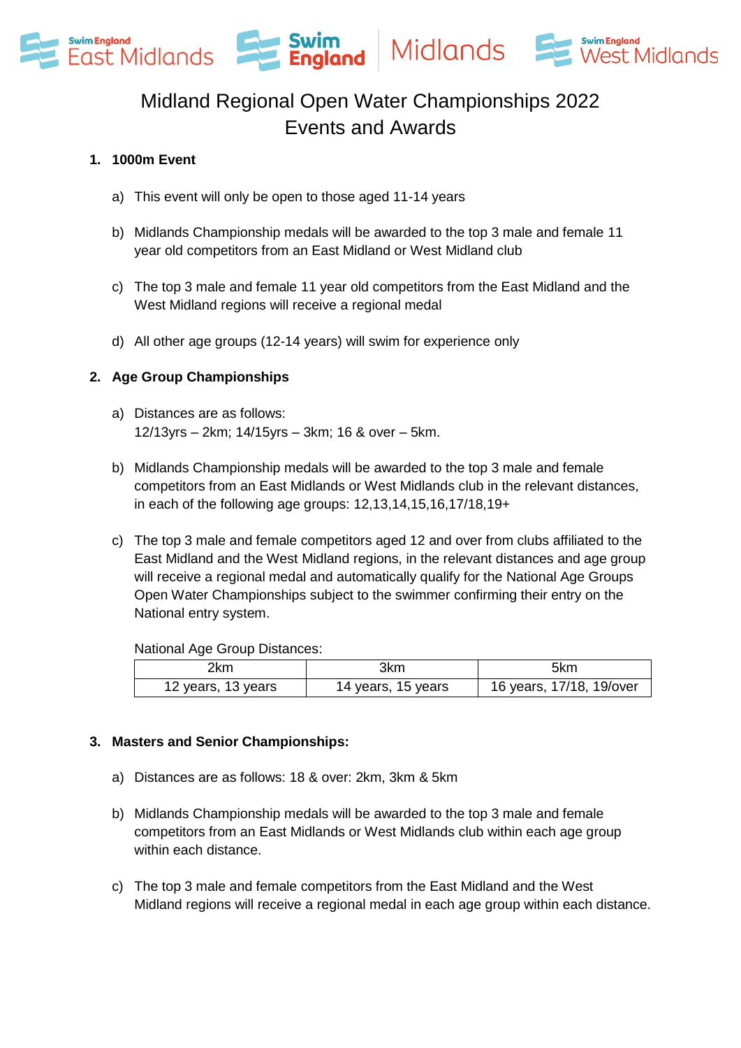# Midland Regional Open Water Championships 2022
# Events and Awards

## 1. 1000m Event

a) This event will only be open to those aged 11-14 years

b) Midlands Championship medals will be awarded to the top 3 male and female 11 year old competitors from an East Midland or West Midland club

c) The top 3 male and female 11 year old competitors from the East Midland and the West Midland regions will receive a regional medal

d) All other age groups (12-14 years) will swim for experience only

## 2. Age Group Championships

a) Distances are as follows:
12/13yrs – 2km; 14/15yrs – 3km; 16 & over – 5km.

b) Midlands Championship medals will be awarded to the top 3 male and female competitors from an East Midlands or West Midlands club in the relevant distances, in each of the following age groups: 12,13,14,15,16,17/18,19+

c) The top 3 male and female competitors aged 12 and over from clubs affiliated to the East Midland and the West Midland regions, in the relevant distances and age group will receive a regional medal and automatically qualify for the National Age Groups Open Water Championships subject to the swimmer confirming their entry on the National entry system.

National Age Group Distances:

| 2km | 3km | 5km |
|---|---|---|
| 12 years, 13 years | 14 years, 15 years | 16 years, 17/18, 19/over |

## 3. Masters and Senior Championships:

a) Distances are as follows: 18 & over: 2km, 3km & 5km

b) Midlands Championship medals will be awarded to the top 3 male and female competitors from an East Midlands or West Midlands club within each age group within each distance.

c) The top 3 male and female competitors from the East Midland and the West Midland regions will receive a regional medal in each age group within each distance.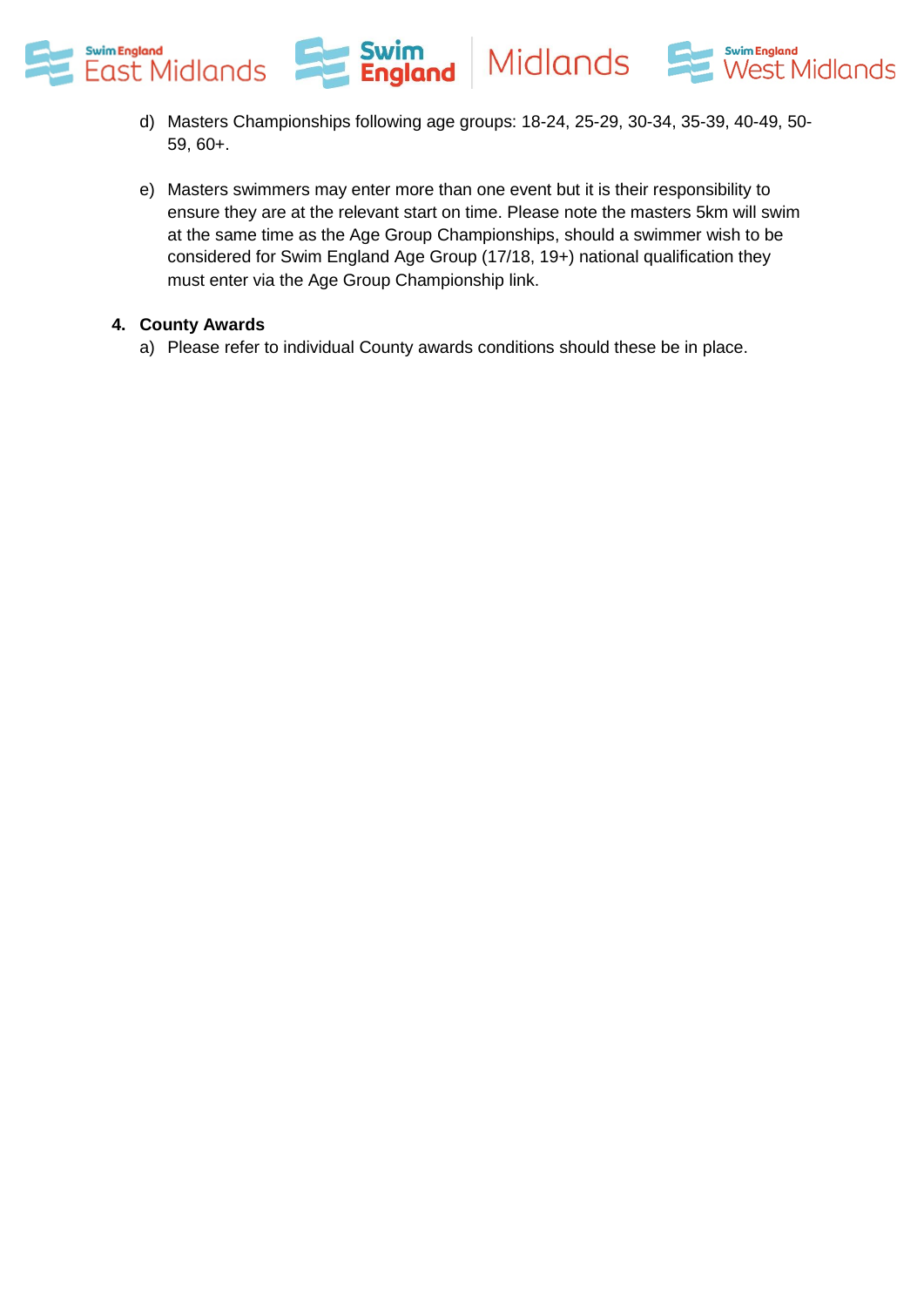d) Masters Championships following age groups: 18-24, 25-29, 30-34, 35-39, 40-49, 50-59, 60+.

e) Masters swimmers may enter more than one event but it is their responsibility to ensure they are at the relevant start on time. Please note the masters 5km will swim at the same time as the Age Group Championships, should a swimmer wish to be considered for Swim England Age Group (17/18, 19+) national qualification they must enter via the Age Group Championship link.

**4. County Awards**

a) Please refer to individual County awards conditions should these be in place.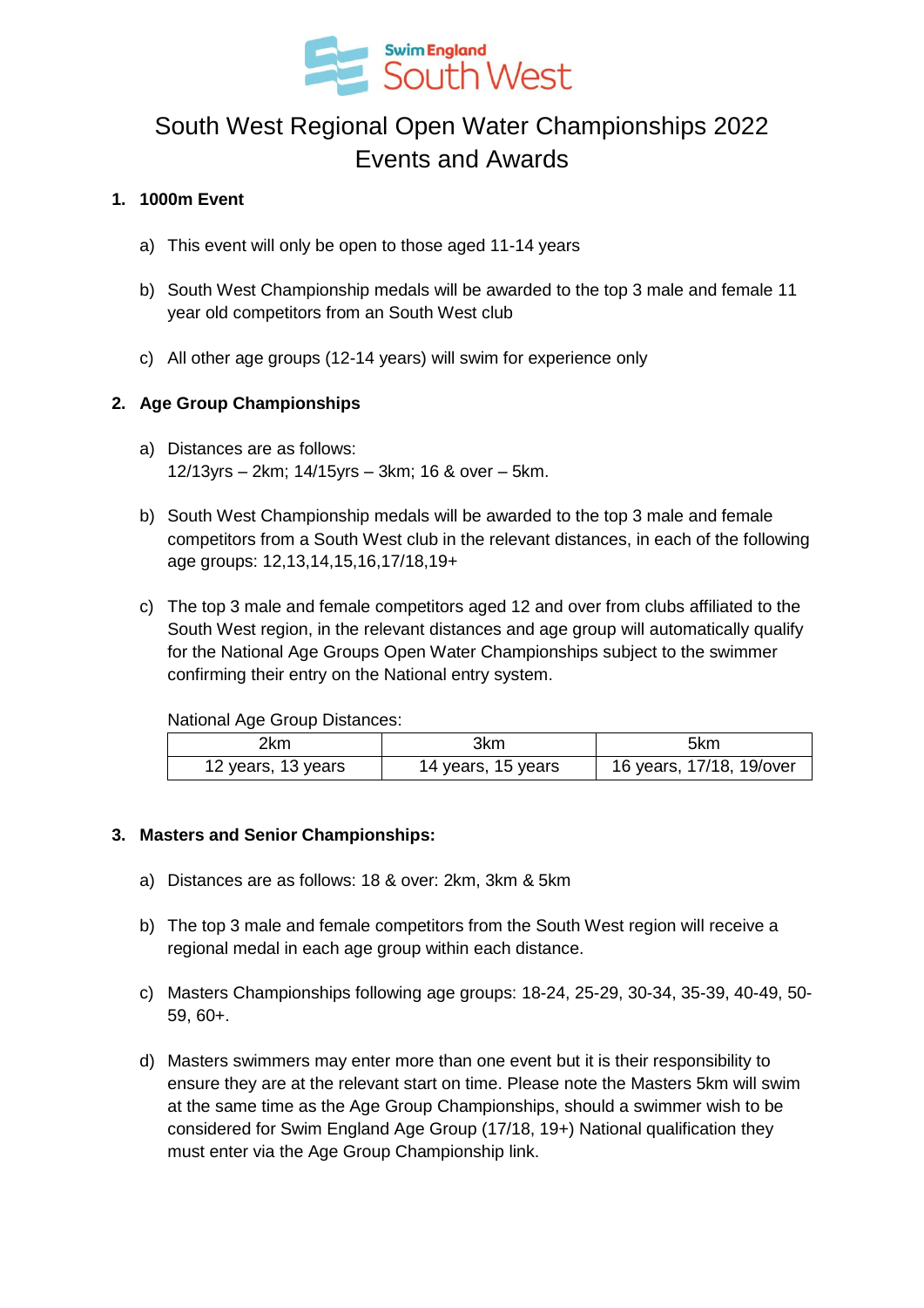# South West Regional Open Water Championships 2022 Events and Awards

## 1. 1000m Event

a) This event will only be open to those aged 11-14 years

b) South West Championship medals will be awarded to the top 3 male and female 11 year old competitors from an South West club

c) All other age groups (12-14 years) will swim for experience only

## 2. Age Group Championships

a) Distances are as follows:
12/13yrs – 2km; 14/15yrs – 3km; 16 & over – 5km.

b) South West Championship medals will be awarded to the top 3 male and female competitors from a South West club in the relevant distances, in each of the following age groups: 12,13,14,15,16,17/18,19+

c) The top 3 male and female competitors aged 12 and over from clubs affiliated to the South West region, in the relevant distances and age group will automatically qualify for the National Age Groups Open Water Championships subject to the swimmer confirming their entry on the National entry system.

National Age Group Distances:

| 2km | 3km | 5km |
|---|---|---|
| 12 years, 13 years | 14 years, 15 years | 16 years, 17/18, 19/over |

## 3. Masters and Senior Championships:

a) Distances are as follows: 18 & over: 2km, 3km & 5km

b) The top 3 male and female competitors from the South West region will receive a regional medal in each age group within each distance.

c) Masters Championships following age groups: 18-24, 25-29, 30-34, 35-39, 40-49, 50-59, 60+.

d) Masters swimmers may enter more than one event but it is their responsibility to ensure they are at the relevant start on time. Please note the Masters 5km will swim at the same time as the Age Group Championships, should a swimmer wish to be considered for Swim England Age Group (17/18, 19+) National qualification they must enter via the Age Group Championship link.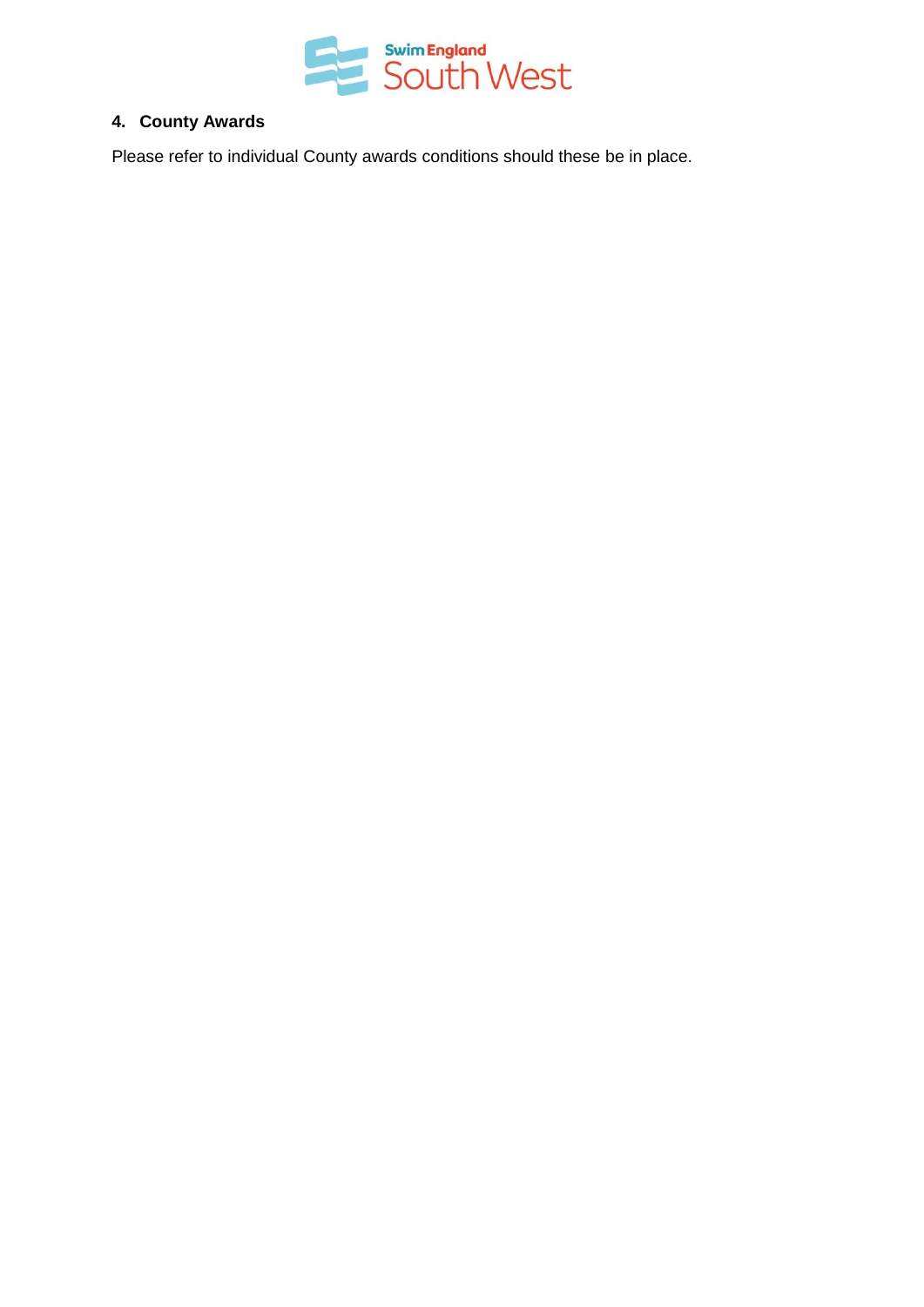## 4. County Awards

Please refer to individual County awards conditions should these be in place.